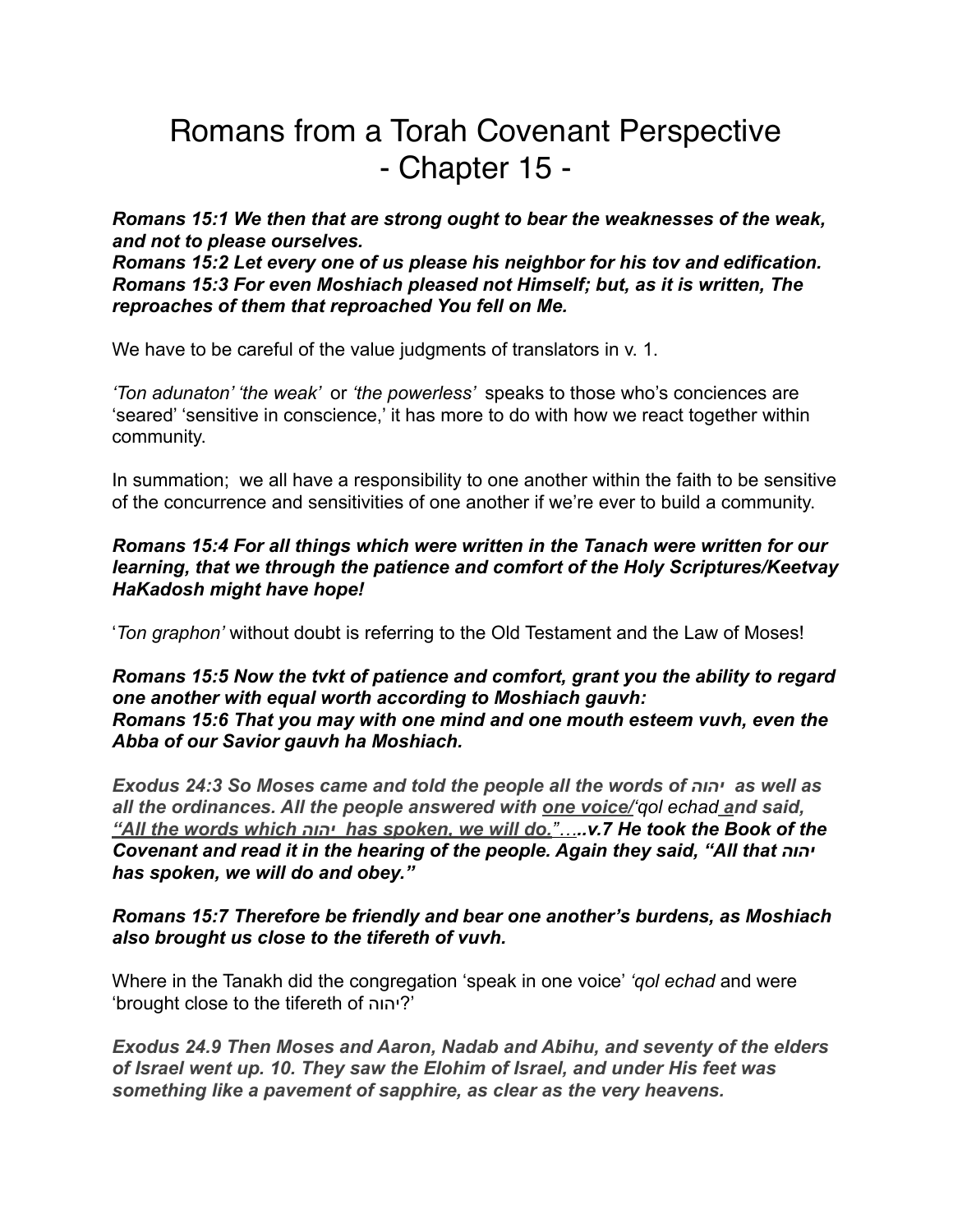# Romans from a Torah Covenant Perspective
# - Chapter 15 -

***Romans 15:1 We then that are strong ought to bear the weaknesses of the weak, and not to please ourselves.***
***Romans 15:2 Let every one of us please his neighbor for his tov and edification.***
***Romans 15:3 For even Moshiach pleased not Himself; but, as it is written, The reproaches of them that reproached You fell on Me.***

We have to be careful of the value judgments of translators in v. 1.

*'Ton adunaton' 'the weak'* or *'the powerless'* speaks to those who's conciences are 'seared' 'sensitive in conscience,' it has more to do with how we react together within community.

In summation; we all have a responsibility to one another within the faith to be sensitive of the concurrence and sensitivities of one another if we're ever to build a community.

***Romans 15:4 For all things which were written in the Tanach were written for our learning, that we through the patience and comfort of the Holy Scriptures/Keetvay HaKadosh might have hope!***

'*Ton graphon'* without doubt is referring to the Old Testament and the Law of Moses!

***Romans 15:5 Now the tvkt of patience and comfort, grant you the ability to regard one another with equal worth according to Moshiach gauvh:***
***Romans 15:6 That you may with one mind and one mouth esteem vuvh, even the Abba of our Savior gauvh ha Moshiach.***

***Exodus 24:3 So Moses came and told the people all the words of יהוה as well as all the ordinances. All the people answered with <u>one voice/</u>'qol echad <u>a</u>nd said, <u>"All the words which יהוה has spoken, we will do."</u>.....v.7 He took the Book of the Covenant and read it in the hearing of the people. Again they said, "All that יהוה has spoken, we will do and obey."***

***Romans 15:7 Therefore be friendly and bear one another's burdens, as Moshiach also brought us close to the tifereth of vuvh.***

Where in the Tanakh did the congregation 'speak in one voice' *'qol echad* and were 'brought close to the tifereth of יהוה?'

***Exodus 24.9 Then Moses and Aaron, Nadab and Abihu, and seventy of the elders of Israel went up. 10. They saw the Elohim of Israel, and under His feet was something like a pavement of sapphire, as clear as the very heavens.***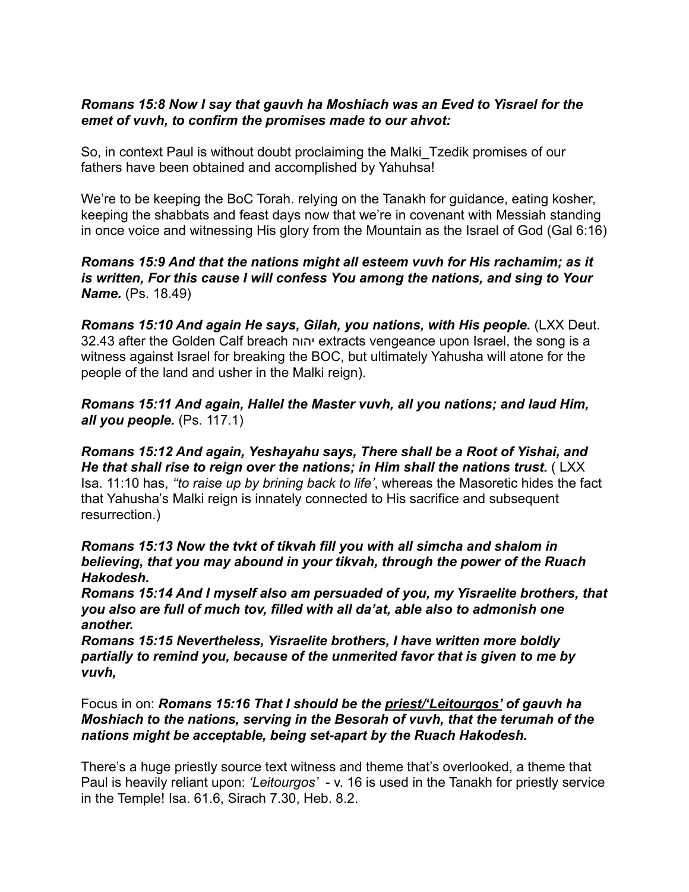***Romans 15:8 Now I say that gauvh ha Moshiach was an Eved to Yisrael for the emet of vuvh, to confirm the promises made to our ahvot:***

So, in context Paul is without doubt proclaiming the Malki_Tzedik promises of our fathers have been obtained and accomplished by Yahuhsa!

We're to be keeping the BoC Torah. relying on the Tanakh for guidance, eating kosher, keeping the shabbats and feast days now that we're in covenant with Messiah standing in once voice and witnessing His glory from the Mountain as the Israel of God (Gal 6:16)

***Romans 15:9 And that the nations might all esteem vuvh for His rachamim; as it is written, For this cause I will confess You among the nations, and sing to Your Name.*** (Ps. 18.49)

***Romans 15:10 And again He says, Gilah, you nations, with His people.*** (LXX Deut. 32.43 after the Golden Calf breach יהוה extracts vengeance upon Israel, the song is a witness against Israel for breaking the BOC, but ultimately Yahusha will atone for the people of the land and usher in the Malki reign).

***Romans 15:11 And again, Hallel the Master vuvh, all you nations; and laud Him, all you people.*** (Ps. 117.1)

***Romans 15:12 And again, Yeshayahu says, There shall be a Root of Yishai, and He that shall rise to reign over the nations; in Him shall the nations trust.*** ( LXX Isa. 11:10 has, *"to raise up by brining back to life'*, whereas the Masoretic hides the fact that Yahusha's Malki reign is innately connected to His sacrifice and subsequent resurrection.)

***Romans 15:13 Now the tvkt of tikvah fill you with all simcha and shalom in believing, that you may abound in your tikvah, through the power of the Ruach Hakodesh.***
***Romans 15:14 And I myself also am persuaded of you, my Yisraelite brothers, that you also are full of much tov, filled with all da'at, able also to admonish one another.***
***Romans 15:15 Nevertheless, Yisraelite brothers, I have written more boldly partially to remind you, because of the unmerited favor that is given to me by vuvh,***

Focus in on: ***Romans 15:16 That I should be the <u>priest/'Leitourgos'</u> of gauvh ha Moshiach to the nations, serving in the Besorah of vuvh, that the terumah of the nations might be acceptable, being set-apart by the Ruach Hakodesh.***

There's a huge priestly source text witness and theme that's overlooked, a theme that Paul is heavily reliant upon: *'Leitourgos'* - v. 16 is used in the Tanakh for priestly service in the Temple! Isa. 61.6, Sirach 7.30, Heb. 8.2.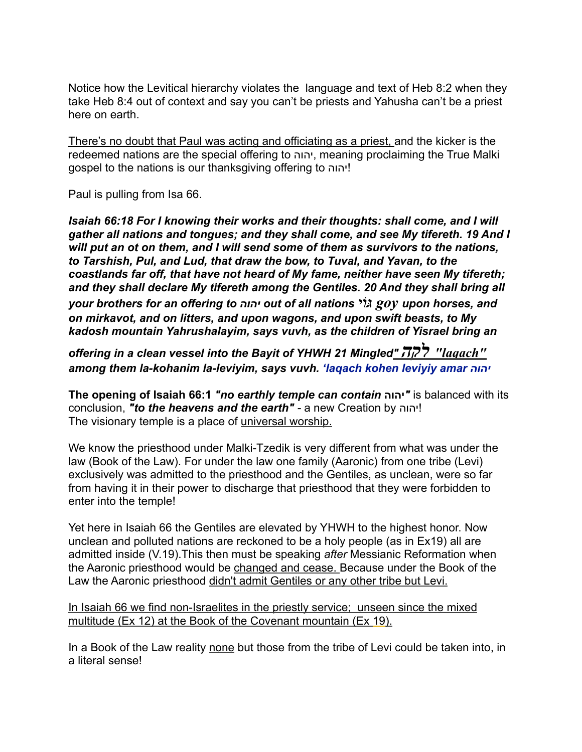Notice how the Levitical hierarchy violates the  language and text of Heb 8:2 when they take Heb 8:4 out of context and say you can't be priests and Yahusha can't be a priest here on earth.

<u>There's no doubt that Paul was acting and officiating as a priest,</u> and the kicker is the redeemed nations are the special offering to יהוה, meaning proclaiming the True Malki gospel to the nations is our thanksgiving offering to יהוה!

Paul is pulling from Isa 66.

***Isaiah 66:18 For I knowing their works and their thoughts: shall come, and I will gather all nations and tongues; and they shall come, and see My tifereth. 19 And I will put an ot on them, and I will send some of them as survivors to the nations, to Tarshish, Pul, and Lud, that draw the bow, to Tuval, and Yavan, to the coastlands far off, that have not heard of My fame, neither have seen My tifereth; and they shall declare My tifereth among the Gentiles. 20 And they shall bring all your brothers for an offering to יהוה out of all nations גוֹי goy upon horses, and on mirkavot, and on litters, and upon wagons, and upon swift beasts, to My kadosh mountain Yahrushalayim, says vuvh, as the children of Yisrael bring an offering in a clean vessel into the Bayit of YHWH 21 Mingled<u>" לקח "laqach"</u> among them la-kohanim la-leviyim, says vuvh. 'laqach kohen leviyiy amar יהוה***

**The opening of Isaiah 66:1** ***"no earthly temple can contain יהוה"*** is balanced with its conclusion, ***"to the heavens and the earth"*** - a new Creation by יהוה!
The visionary temple is a place of <u>universal worship.</u>

We know the priesthood under Malki-Tzedik is very different from what was under the law (Book of the Law). For under the law one family (Aaronic) from one tribe (Levi) exclusively was admitted to the priesthood and the Gentiles, as unclean, were so far from having it in their power to discharge that priesthood that they were forbidden to enter into the temple!

Yet here in Isaiah 66 the Gentiles are elevated by YHWH to the highest honor. Now unclean and polluted nations are reckoned to be a holy people (as in Ex19) all are admitted inside (V.19).This then must be speaking *after* Messianic Reformation when the Aaronic priesthood would be <u>changed and cease.</u> Because under the Book of the Law the Aaronic priesthood <u>didn't admit Gentiles or any other tribe but Levi.</u>

<u>In Isaiah 66 we find non-Israelites in the priestly service;  unseen since the mixed multitude (Ex 12) at the Book of the Covenant mountain (Ex 19).</u>

In a Book of the Law reality <u>none</u> but those from the tribe of Levi could be taken into, in a literal sense!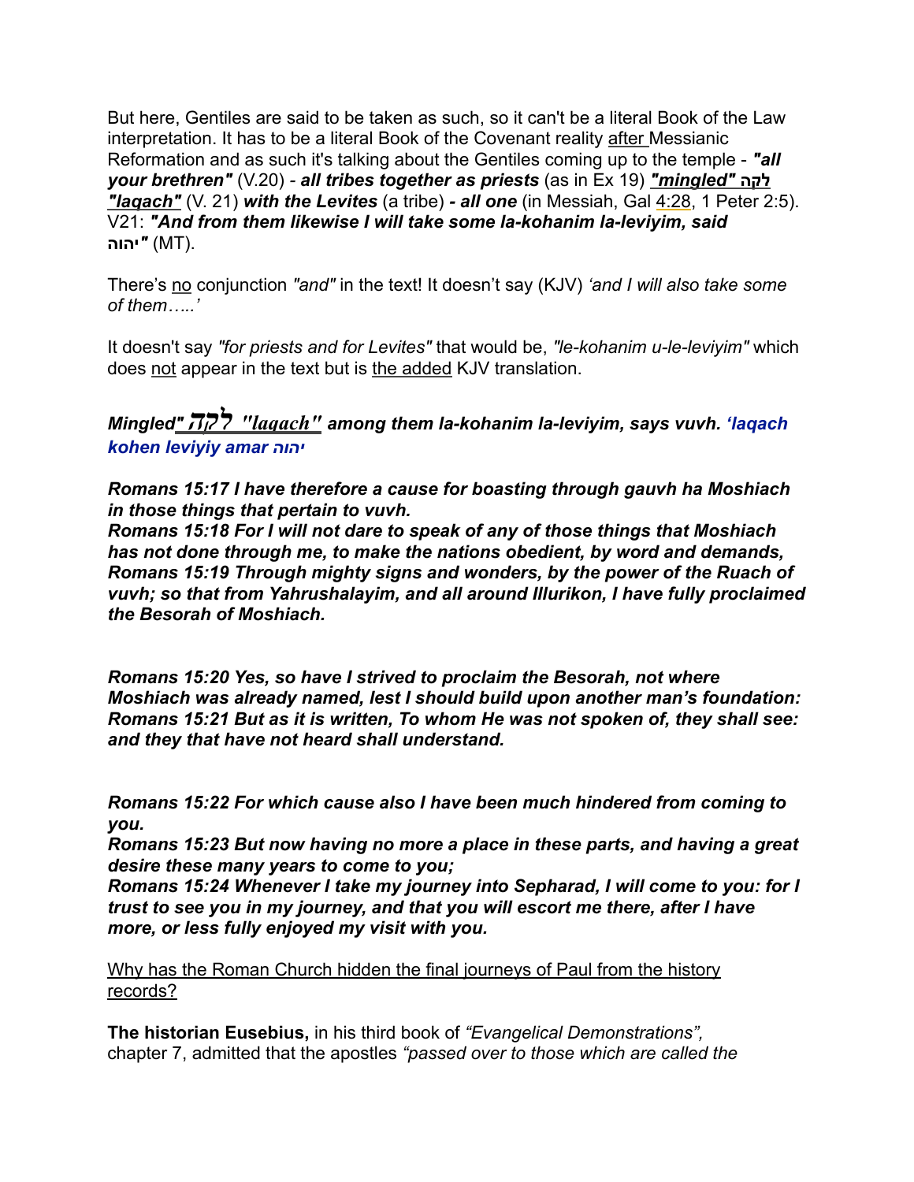But here, Gentiles are said to be taken as such, so it can't be a literal Book of the Law interpretation. It has to be a literal Book of the Covenant reality after Messianic Reformation and as such it's talking about the Gentiles coming up to the temple - ***"all your brethren"*** (V.20) - ***all tribes together as priests*** (as in Ex 19) ***"mingled" לקה "laqach"*** (V. 21) ***with the Levites*** (a tribe) ***- all one*** (in Messiah, Gal 4:28, 1 Peter 2:5). V21: ***"And from them likewise I will take some la-kohanim la-leviyim, said יהוה"*** (MT).

There's no conjunction *"and"* in the text! It doesn't say (KJV) *'and I will also take some of them…..'*

It doesn't say *"for priests and for Levites"* that would be, *"le-kohanim u-le-leviyim"* which does not appear in the text but is the added KJV translation.

***Mingled" לקה "laqach" among them la-kohanim la-leviyim, says vuvh. 'laqach kohen leviyiy amar יהוה***

***Romans 15:17 I have therefore a cause for boasting through gauvh ha Moshiach in those things that pertain to vuvh.***
***Romans 15:18 For I will not dare to speak of any of those things that Moshiach has not done through me, to make the nations obedient, by word and demands,***
***Romans 15:19 Through mighty signs and wonders, by the power of the Ruach of vuvh; so that from Yahrushalayim, and all around Illurikon, I have fully proclaimed the Besorah of Moshiach.***

***Romans 15:20 Yes, so have I strived to proclaim the Besorah, not where Moshiach was already named, lest I should build upon another man's foundation:***
***Romans 15:21 But as it is written, To whom He was not spoken of, they shall see: and they that have not heard shall understand.***

***Romans 15:22 For which cause also I have been much hindered from coming to you.***
***Romans 15:23 But now having no more a place in these parts, and having a great desire these many years to come to you;***
***Romans 15:24 Whenever I take my journey into Sepharad, I will come to you: for I trust to see you in my journey, and that you will escort me there, after I have more, or less fully enjoyed my visit with you.***

Why has the Roman Church hidden the final journeys of Paul from the history records?

**The historian Eusebius,** in his third book of *"Evangelical Demonstrations",* chapter 7, admitted that the apostles *"passed over to those which are called the*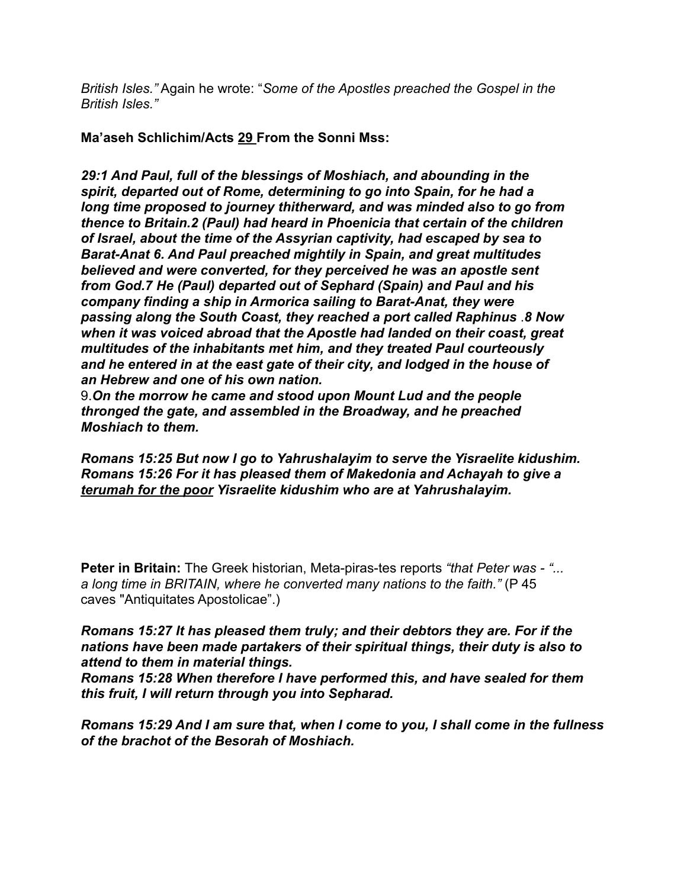*British Isles."* Again he wrote: "*Some of the Apostles preached the Gospel in the British Isles."*

**Ma'aseh Schlichim/Acts 29 From the Sonni Mss:**

***29:1 And Paul, full of the blessings of Moshiach, and abounding in the spirit, departed out of Rome, determining to go into Spain, for he had a long time proposed to journey thitherward, and was minded also to go from thence to Britain.2 (Paul) had heard in Phoenicia that certain of the children of Israel, about the time of the Assyrian captivity, had escaped by sea to Barat-Anat 6. And Paul preached mightily in Spain, and great multitudes believed and were converted, for they perceived he was an apostle sent from God.7 He (Paul) departed out of Sephard (Spain) and Paul and his company finding a ship in Armorica sailing to Barat-Anat, they were passing along the South Coast, they reached a port called Raphinus .8 Now when it was voiced abroad that the Apostle had landed on their coast, great multitudes of the inhabitants met him, and they treated Paul courteously and he entered in at the east gate of their city, and lodged in the house of an Hebrew and one of his own nation.***
9.***On the morrow he came and stood upon Mount Lud and the people thronged the gate, and assembled in the Broadway, and he preached Moshiach to them.***

***Romans 15:25 But now I go to Yahrushalayim to serve the Yisraelite kidushim. Romans 15:26 For it has pleased them of Makedonia and Achayah to give a terumah for the poor Yisraelite kidushim who are at Yahrushalayim.***

**Peter in Britain:** The Greek historian, Meta-piras-tes reports *"that Peter was - "... a long time in BRITAIN, where he converted many nations to the faith."* (P 45 caves "Antiquitates Apostolicae".)

***Romans 15:27 It has pleased them truly; and their debtors they are. For if the nations have been made partakers of their spiritual things, their duty is also to attend to them in material things.***
***Romans 15:28 When therefore I have performed this, and have sealed for them this fruit, I will return through you into Sepharad.***

***Romans 15:29 And I am sure that, when I come to you, I shall come in the fullness of the brachot of the Besorah of Moshiach.***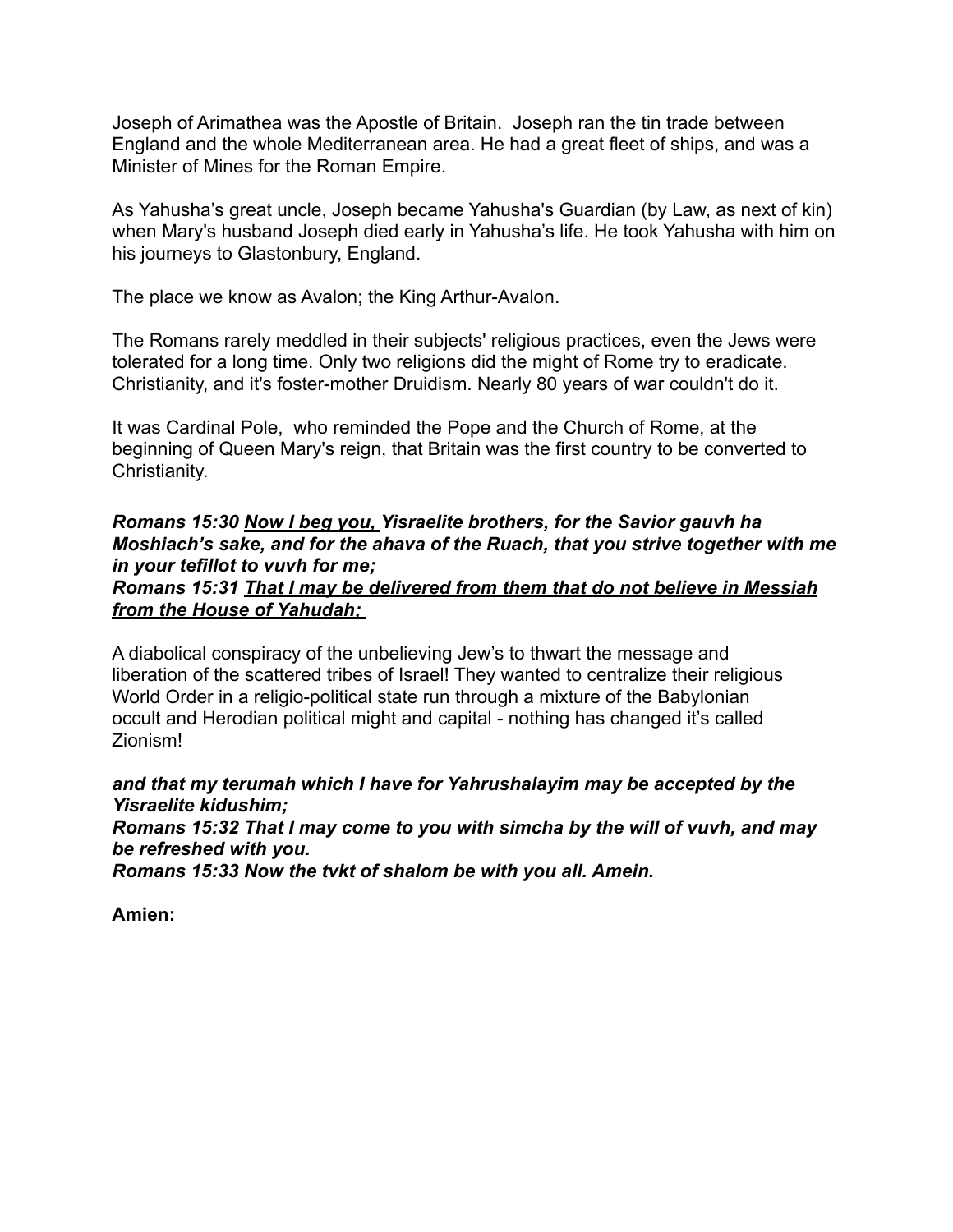Joseph of Arimathea was the Apostle of Britain. Joseph ran the tin trade between England and the whole Mediterranean area. He had a great fleet of ships, and was a Minister of Mines for the Roman Empire.

As Yahusha's great uncle, Joseph became Yahusha's Guardian (by Law, as next of kin) when Mary's husband Joseph died early in Yahusha's life. He took Yahusha with him on his journeys to Glastonbury, England.

The place we know as Avalon; the King Arthur-Avalon.

The Romans rarely meddled in their subjects' religious practices, even the Jews were tolerated for a long time. Only two religions did the might of Rome try to eradicate. Christianity, and it's foster-mother Druidism. Nearly 80 years of war couldn't do it.

It was Cardinal Pole, who reminded the Pope and the Church of Rome, at the beginning of Queen Mary's reign, that Britain was the first country to be converted to Christianity.

***Romans 15:30 <u>Now I beg you,</u> Yisraelite brothers, for the Savior gauvh ha Moshiach's sake, and for the ahava of the Ruach, that you strive together with me in your tefillot to vuvh for me;***
***Romans 15:31 <u>That I may be delivered from them that do not believe in Messiah from the House of Yahudah;</u>***

A diabolical conspiracy of the unbelieving Jew's to thwart the message and liberation of the scattered tribes of Israel! They wanted to centralize their religious World Order in a religio-political state run through a mixture of the Babylonian occult and Herodian political might and capital - nothing has changed it's called Zionism!

***and that my terumah which I have for Yahrushalayim may be accepted by the Yisraelite kidushim;***
***Romans 15:32 That I may come to you with simcha by the will of vuvh, and may be refreshed with you.***
***Romans 15:33 Now the tvkt of shalom be with you all. Amein.***

**Amien:**